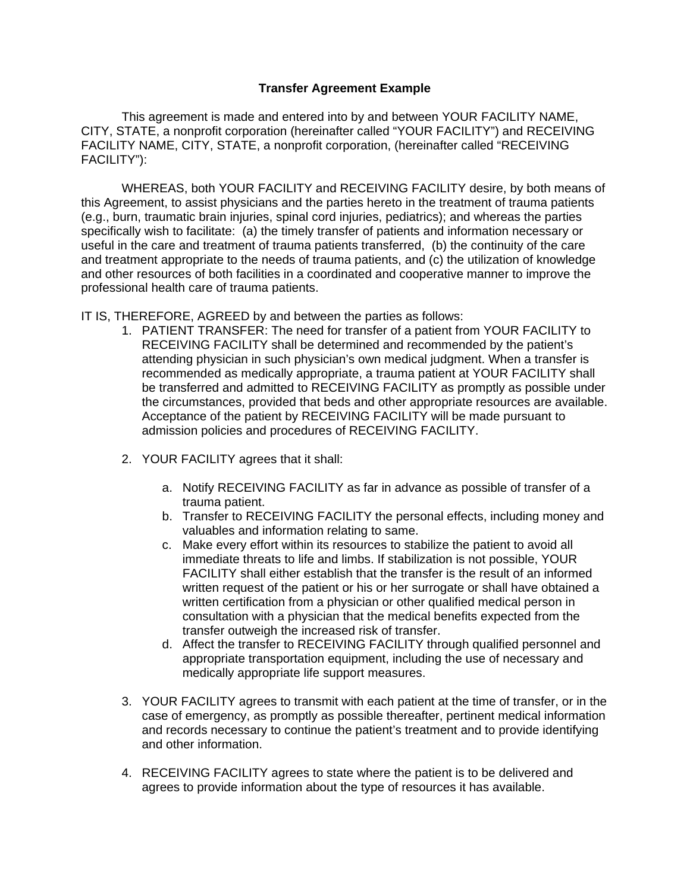# Transfer Agreement Example

This agreement is made and entered into by and between YOUR FACILITY NAME, CITY, STATE, a nonprofit corporation (hereinafter called "YOUR FACILITY") and RECEIVING FACILITY NAME, CITY, STATE, a nonprofit corporation, (hereinafter called "RECEIVING FACILITY"):

WHEREAS, both YOUR FACILITY and RECEIVING FACILITY desire, by both means of this Agreement, to assist physicians and the parties hereto in the treatment of trauma patients (e.g., burn, traumatic brain injuries, spinal cord injuries, pediatrics); and whereas the parties specifically wish to facilitate: (a) the timely transfer of patients and information necessary or useful in the care and treatment of trauma patients transferred, (b) the continuity of the care and treatment appropriate to the needs of trauma patients, and (c) the utilization of knowledge and other resources of both facilities in a coordinated and cooperative manner to improve the professional health care of trauma patients.

IT IS, THEREFORE, AGREED by and between the parties as follows:

1. PATIENT TRANSFER: The need for transfer of a patient from YOUR FACILITY to RECEIVING FACILITY shall be determined and recommended by the patient's attending physician in such physician's own medical judgment. When a transfer is recommended as medically appropriate, a trauma patient at YOUR FACILITY shall be transferred and admitted to RECEIVING FACILITY as promptly as possible under the circumstances, provided that beds and other appropriate resources are available. Acceptance of the patient by RECEIVING FACILITY will be made pursuant to admission policies and procedures of RECEIVING FACILITY.

2. YOUR FACILITY agrees that it shall:

   a. Notify RECEIVING FACILITY as far in advance as possible of transfer of a trauma patient.
   b. Transfer to RECEIVING FACILITY the personal effects, including money and valuables and information relating to same.
   c. Make every effort within its resources to stabilize the patient to avoid all immediate threats to life and limbs. If stabilization is not possible, YOUR FACILITY shall either establish that the transfer is the result of an informed written request of the patient or his or her surrogate or shall have obtained a written certification from a physician or other qualified medical person in consultation with a physician that the medical benefits expected from the transfer outweigh the increased risk of transfer.
   d. Affect the transfer to RECEIVING FACILITY through qualified personnel and appropriate transportation equipment, including the use of necessary and medically appropriate life support measures.

3. YOUR FACILITY agrees to transmit with each patient at the time of transfer, or in the case of emergency, as promptly as possible thereafter, pertinent medical information and records necessary to continue the patient's treatment and to provide identifying and other information.

4. RECEIVING FACILITY agrees to state where the patient is to be delivered and agrees to provide information about the type of resources it has available.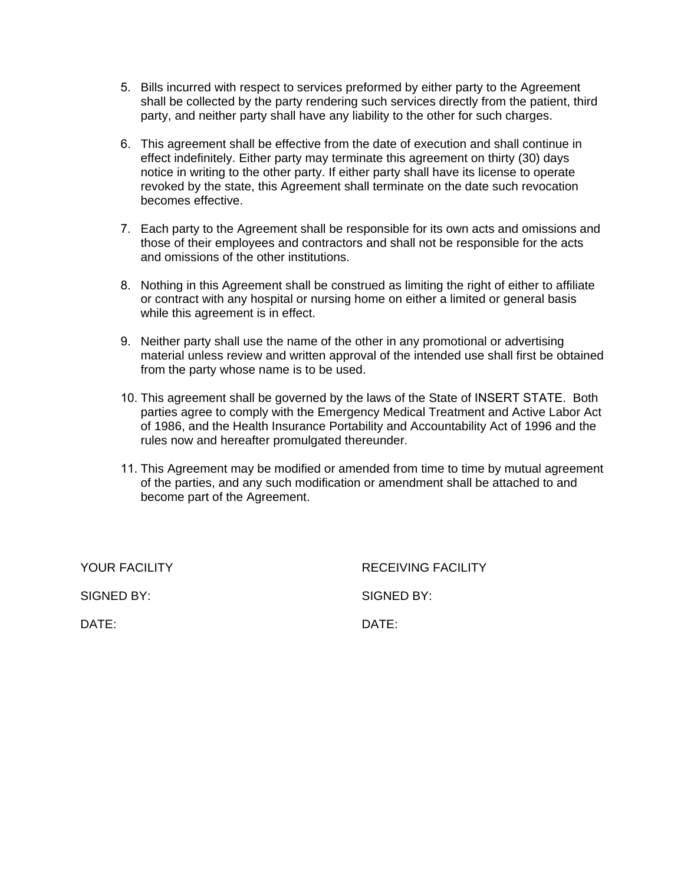5. Bills incurred with respect to services preformed by either party to the Agreement shall be collected by the party rendering such services directly from the patient, third party, and neither party shall have any liability to the other for such charges.

6. This agreement shall be effective from the date of execution and shall continue in effect indefinitely. Either party may terminate this agreement on thirty (30) days notice in writing to the other party. If either party shall have its license to operate revoked by the state, this Agreement shall terminate on the date such revocation becomes effective.

7. Each party to the Agreement shall be responsible for its own acts and omissions and those of their employees and contractors and shall not be responsible for the acts and omissions of the other institutions.

8. Nothing in this Agreement shall be construed as limiting the right of either to affiliate or contract with any hospital or nursing home on either a limited or general basis while this agreement is in effect.

9. Neither party shall use the name of the other in any promotional or advertising material unless review and written approval of the intended use shall first be obtained from the party whose name is to be used.

10. This agreement shall be governed by the laws of the State of INSERT STATE. Both parties agree to comply with the Emergency Medical Treatment and Active Labor Act of 1986, and the Health Insurance Portability and Accountability Act of 1996 and the rules now and hereafter promulgated thereunder.

11. This Agreement may be modified or amended from time to time by mutual agreement of the parties, and any such modification or amendment shall be attached to and become part of the Agreement.

YOUR FACILITY

SIGNED BY:

DATE:

RECEIVING FACILITY

SIGNED BY:

DATE: